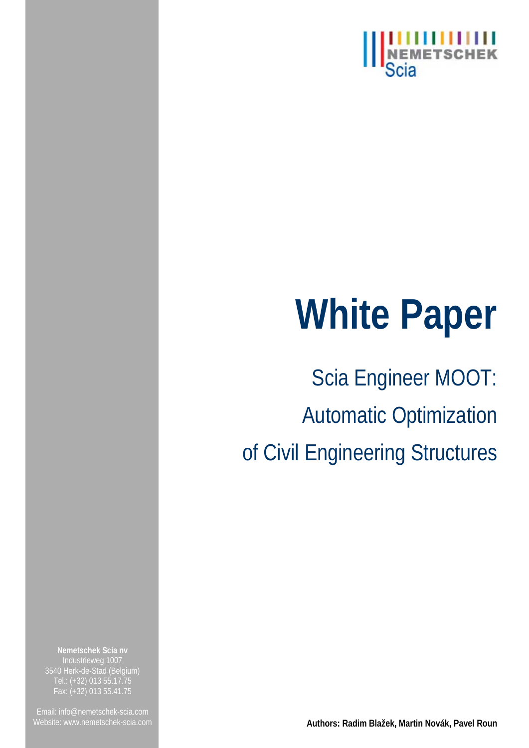NEMETSCHEK Scia

# White Paper

## Scia Engineer MOOT: Automatic Optimization of Civil Engineering Structures

**Nemetschek Scia nv**
Industrieweg 1007
3540 Herk-de-Stad (Belgium)
Tel.: (+32) 013 55.17.75
Fax: (+32) 013 55.41.75

Email: info@nemetschek-scia.com
Website: www.nemetschek-scia.com

**Authors: Radim Blažek, Martin Novák, Pavel Roun**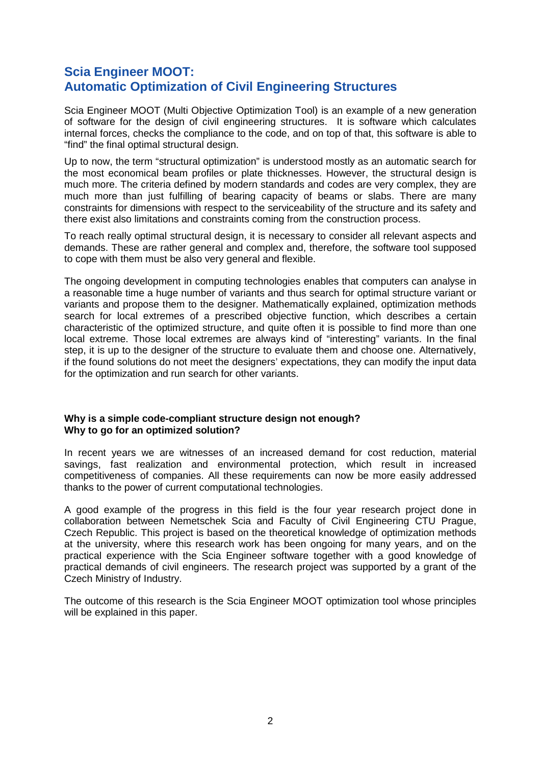# Scia Engineer MOOT: Automatic Optimization of Civil Engineering Structures

Scia Engineer MOOT (Multi Objective Optimization Tool) is an example of a new generation of software for the design of civil engineering structures. It is software which calculates internal forces, checks the compliance to the code, and on top of that, this software is able to "find" the final optimal structural design.

Up to now, the term "structural optimization" is understood mostly as an automatic search for the most economical beam profiles or plate thicknesses. However, the structural design is much more. The criteria defined by modern standards and codes are very complex, they are much more than just fulfilling of bearing capacity of beams or slabs. There are many constraints for dimensions with respect to the serviceability of the structure and its safety and there exist also limitations and constraints coming from the construction process.

To reach really optimal structural design, it is necessary to consider all relevant aspects and demands. These are rather general and complex and, therefore, the software tool supposed to cope with them must be also very general and flexible.

The ongoing development in computing technologies enables that computers can analyse in a reasonable time a huge number of variants and thus search for optimal structure variant or variants and propose them to the designer. Mathematically explained, optimization methods search for local extremes of a prescribed objective function, which describes a certain characteristic of the optimized structure, and quite often it is possible to find more than one local extreme. Those local extremes are always kind of "interesting" variants. In the final step, it is up to the designer of the structure to evaluate them and choose one. Alternatively, if the found solutions do not meet the designers' expectations, they can modify the input data for the optimization and run search for other variants.

**Why is a simple code-compliant structure design not enough?**
**Why to go for an optimized solution?**

In recent years we are witnesses of an increased demand for cost reduction, material savings, fast realization and environmental protection, which result in increased competitiveness of companies. All these requirements can now be more easily addressed thanks to the power of current computational technologies.

A good example of the progress in this field is the four year research project done in collaboration between Nemetschek Scia and Faculty of Civil Engineering CTU Prague, Czech Republic. This project is based on the theoretical knowledge of optimization methods at the university, where this research work has been ongoing for many years, and on the practical experience with the Scia Engineer software together with a good knowledge of practical demands of civil engineers. The research project was supported by a grant of the Czech Ministry of Industry.

The outcome of this research is the Scia Engineer MOOT optimization tool whose principles will be explained in this paper.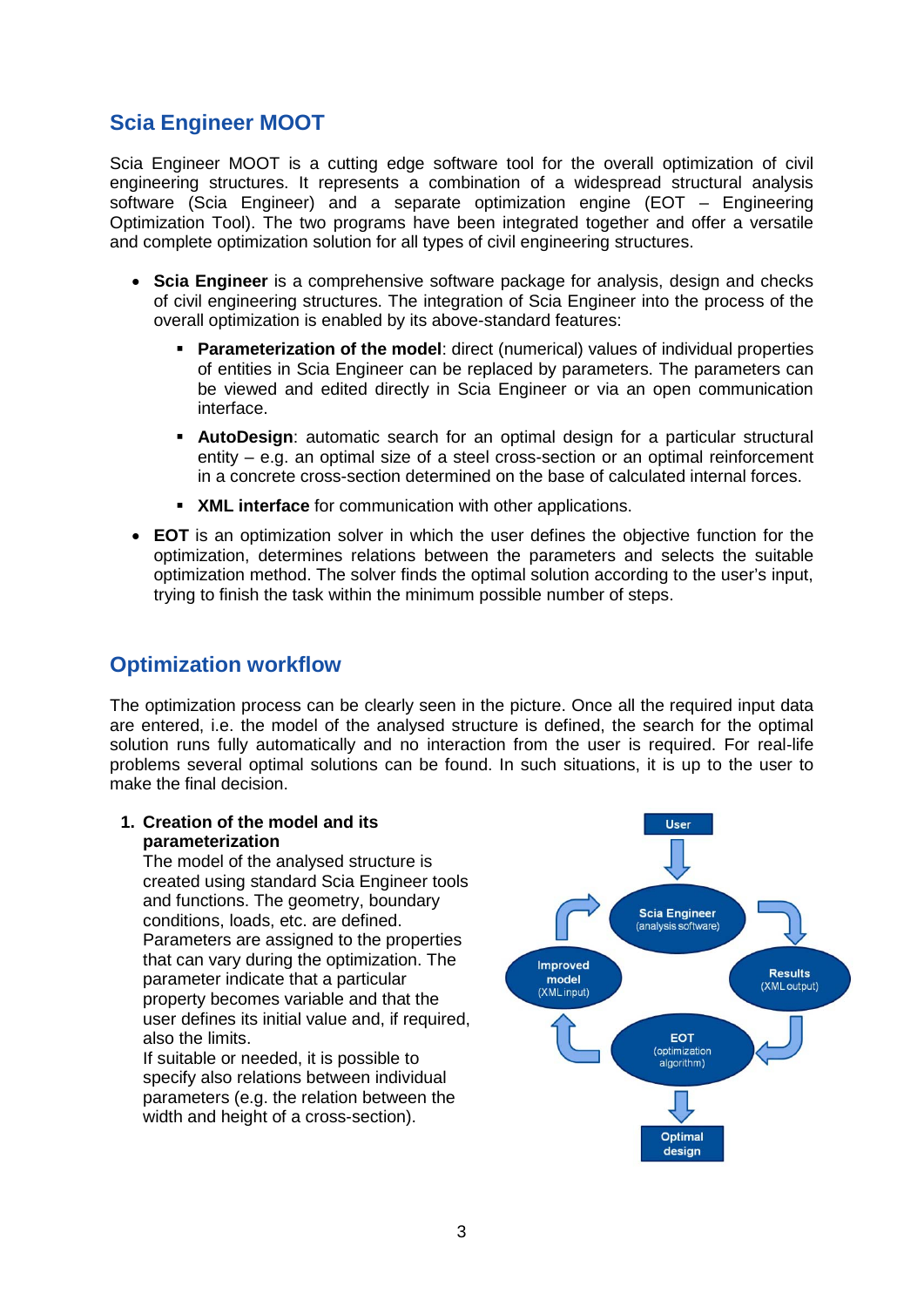## Scia Engineer MOOT

Scia Engineer MOOT is a cutting edge software tool for the overall optimization of civil engineering structures. It represents a combination of a widespread structural analysis software (Scia Engineer) and a separate optimization engine (EOT – Engineering Optimization Tool). The two programs have been integrated together and offer a versatile and complete optimization solution for all types of civil engineering structures.

- **Scia Engineer** is a comprehensive software package for analysis, design and checks of civil engineering structures. The integration of Scia Engineer into the process of the overall optimization is enabled by its above-standard features:
  - **Parameterization of the model**: direct (numerical) values of individual properties of entities in Scia Engineer can be replaced by parameters. The parameters can be viewed and edited directly in Scia Engineer or via an open communication interface.
  - **AutoDesign**: automatic search for an optimal design for a particular structural entity – e.g. an optimal size of a steel cross-section or an optimal reinforcement in a concrete cross-section determined on the base of calculated internal forces.
  - **XML interface** for communication with other applications.
- **EOT** is an optimization solver in which the user defines the objective function for the optimization, determines relations between the parameters and selects the suitable optimization method. The solver finds the optimal solution according to the user's input, trying to finish the task within the minimum possible number of steps.

## Optimization workflow

The optimization process can be clearly seen in the picture. Once all the required input data are entered, i.e. the model of the analysed structure is defined, the search for the optimal solution runs fully automatically and no interaction from the user is required. For real-life problems several optimal solutions can be found. In such situations, it is up to the user to make the final decision.

1. **Creation of the model and its parameterization**
   The model of the analysed structure is created using standard Scia Engineer tools and functions. The geometry, boundary conditions, loads, etc. are defined. Parameters are assigned to the properties that can vary during the optimization. The parameter indicate that a particular property becomes variable and that the user defines its initial value and, if required, also the limits.
   If suitable or needed, it is possible to specify also relations between individual parameters (e.g. the relation between the width and height of a cross-section).

User → Scia Engineer (analysis software) → Results (XML output) → EOT (optimization algorithm) → Improved model (XML input) → Scia Engineer; EOT → Optimal design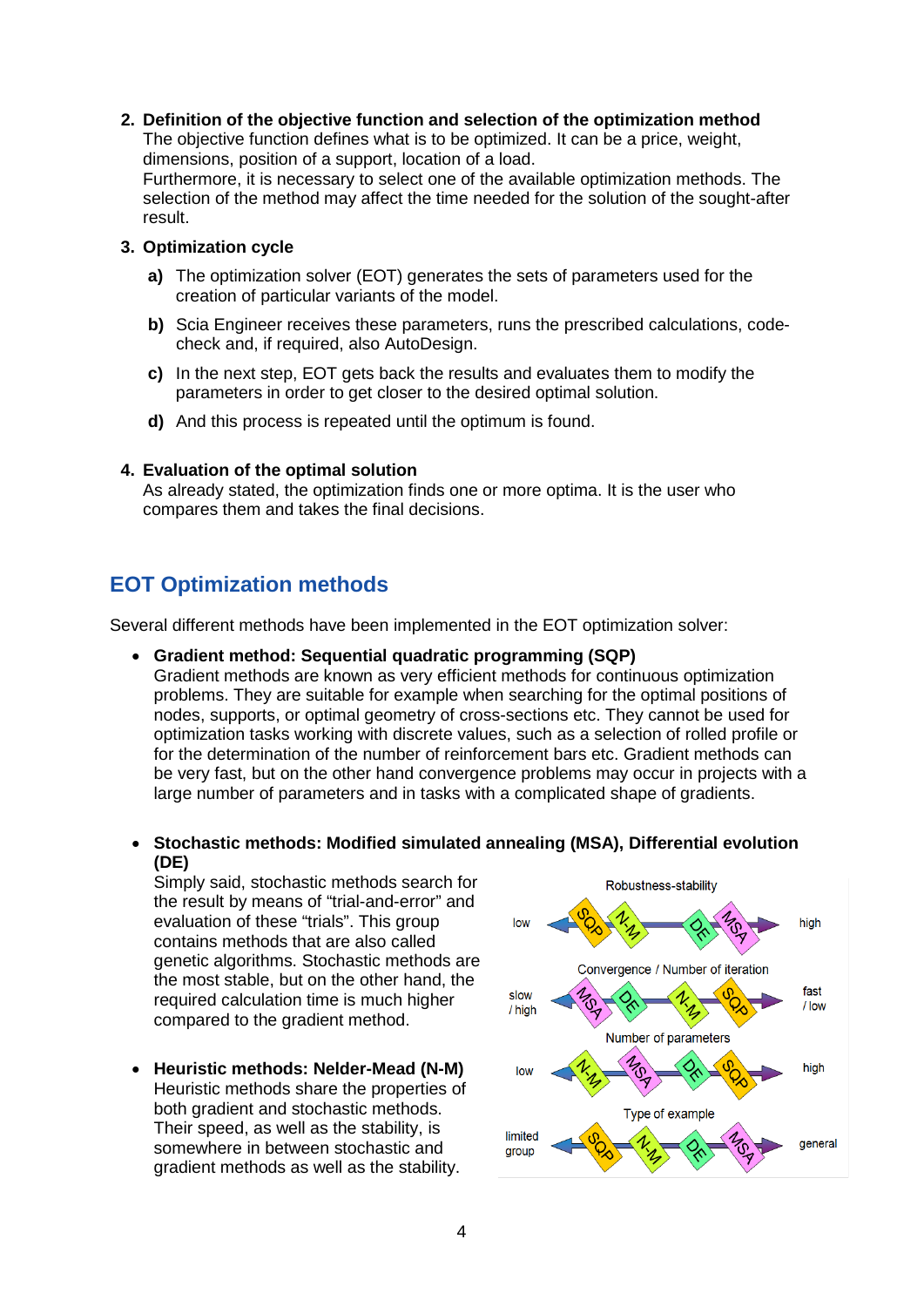2. **Definition of the objective function and selection of the optimization method**
   The objective function defines what is to be optimized. It can be a price, weight, dimensions, position of a support, location of a load.
   Furthermore, it is necessary to select one of the available optimization methods. The selection of the method may affect the time needed for the solution of the sought-after result.

3. **Optimization cycle**

   **a)** The optimization solver (EOT) generates the sets of parameters used for the creation of particular variants of the model.

   **b)** Scia Engineer receives these parameters, runs the prescribed calculations, code-check and, if required, also AutoDesign.

   **c)** In the next step, EOT gets back the results and evaluates them to modify the parameters in order to get closer to the desired optimal solution.

   **d)** And this process is repeated until the optimum is found.

4. **Evaluation of the optimal solution**
   As already stated, the optimization finds one or more optima. It is the user who compares them and takes the final decisions.

## EOT Optimization methods

Several different methods have been implemented in the EOT optimization solver:

- **Gradient method: Sequential quadratic programming (SQP)**
  Gradient methods are known as very efficient methods for continuous optimization problems. They are suitable for example when searching for the optimal positions of nodes, supports, or optimal geometry of cross-sections etc. They cannot be used for optimization tasks working with discrete values, such as a selection of rolled profile or for the determination of the number of reinforcement bars etc. Gradient methods can be very fast, but on the other hand convergence problems may occur in projects with a large number of parameters and in tasks with a complicated shape of gradients.

- **Stochastic methods: Modified simulated annealing (MSA), Differential evolution (DE)**
  Simply said, stochastic methods search for the result by means of "trial-and-error" and evaluation of these "trials". This group contains methods that are also called genetic algorithms. Stochastic methods are the most stable, but on the other hand, the required calculation time is much higher compared to the gradient method.

- **Heuristic methods: Nelder-Mead (N-M)**
  Heuristic methods share the properties of both gradient and stochastic methods. Their speed, as well as the stability, is somewhere in between stochastic and gradient methods as well as the stability.

Robustness-stability: low — SQP, N-M, DE, MSA — high

Convergence / Number of iteration: slow / high — MSA, DE, N-M, SQP — fast / low

Number of parameters: low — N-M, MSA, DE, SQP — high

Type of example: limited group — SQP, N-M, DE, MSA — general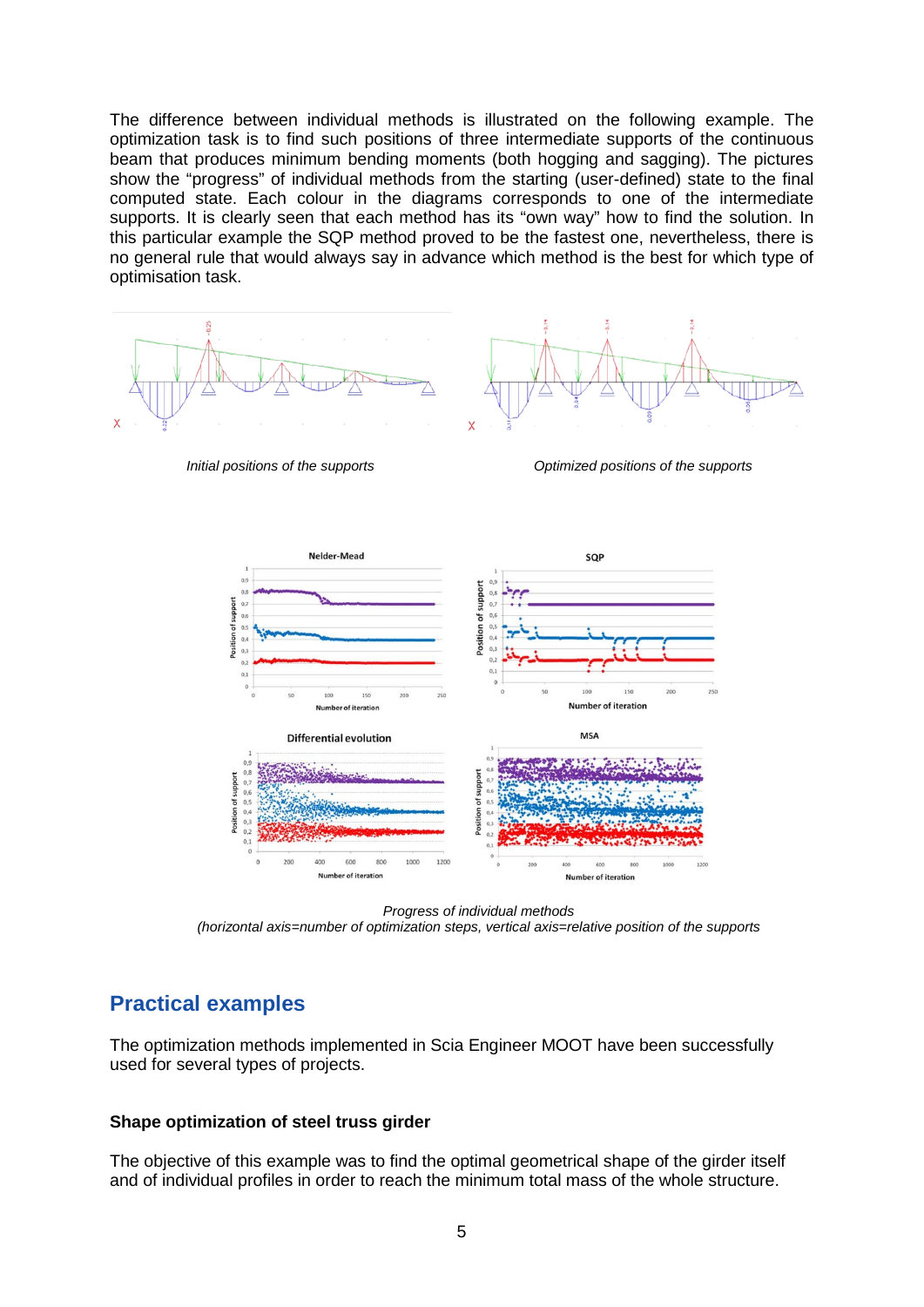The difference between individual methods is illustrated on the following example. The optimization task is to find such positions of three intermediate supports of the continuous beam that produces minimum bending moments (both hogging and sagging). The pictures show the “progress” of individual methods from the starting (user-defined) state to the final computed state. Each colour in the diagrams corresponds to one of the intermediate supports. It is clearly seen that each method has its “own way” how to find the solution. In this particular example the SQP method proved to be the fastest one, nevertheless, there is no general rule that would always say in advance which method is the best for which type of optimisation task.

*Initial positions of the supports*

*Optimized positions of the supports*

*Progress of individual methods*
*(horizontal axis=number of optimization steps, vertical axis=relative position of the supports*

## Practical examples

The optimization methods implemented in Scia Engineer MOOT have been successfully used for several types of projects.

### Shape optimization of steel truss girder

The objective of this example was to find the optimal geometrical shape of the girder itself and of individual profiles in order to reach the minimum total mass of the whole structure.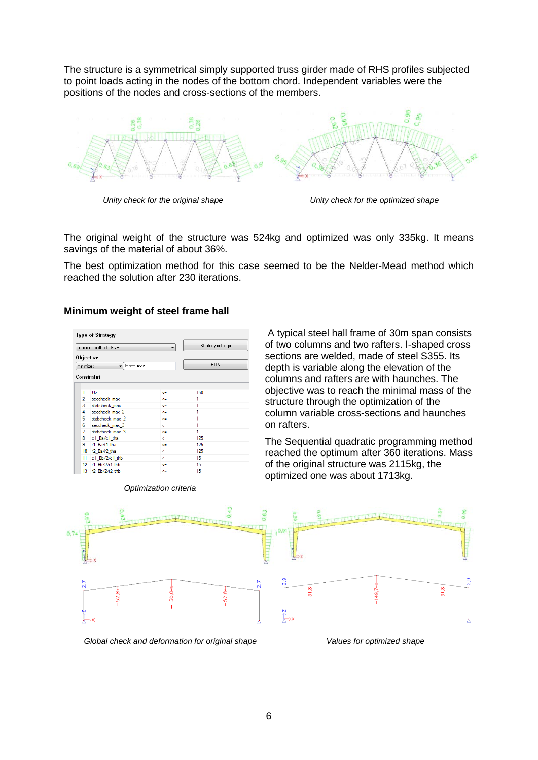The structure is a symmetrical simply supported truss girder made of RHS profiles subjected to point loads acting in the nodes of the bottom chord. Independent variables were the positions of the nodes and cross-sections of the members.

*Unity check for the original shape*

*Unity check for the optimized shape*

The original weight of the structure was 524kg and optimized was only 335kg. It means savings of the material of about 36%.

The best optimization method for this case seemed to be the Nelder-Mead method which reached the solution after 230 iterations.

**Minimum weight of steel frame hall**

**Type of Strategy**

Gradient method - SQP | Strategy settings

**Objective**

minimize : Mass_max | !! RUN !!

**Constraint**

| # | Constraint | | Value |
|---|---|---|---|
| 1 | Uz | <= | 150 |
| 2 | seccheck_max | <= | 1 |
| 3 | stabcheck_max | <= | 1 |
| 4 | seccheck_max_2 | <= | 1 |
| 5 | stabcheck_max_2 | <= | 1 |
| 6 | seccheck_max_3 | <= | 1 |
| 7 | stabcheck_max_3 | <= | 1 |
| 8 | c1_Ba/c1_tha | <= | 125 |
| 9 | r1_Ba/r1_tha | <= | 125 |
| 10 | r2_Ba/r2_tha | <= | 125 |
| 11 | c1_Bb/2/c1_thb | <= | 15 |
| 12 | r1_Bb/2/r1_thb | <= | 15 |
| 13 | r2_Bb/2/r2_thb | <= | 15 |

*Optimization criteria*

A typical steel hall frame of 30m span consists of two columns and two rafters. I-shaped cross sections are welded, made of steel S355. Its depth is variable along the elevation of the columns and rafters are with haunches. The objective was to reach the minimal mass of the structure through the optimization of the column variable cross-sections and haunches on rafters.

The Sequential quadratic programming method reached the optimum after 360 iterations. Mass of the original structure was 2115kg, the optimized one was about 1713kg.

*Global check and deformation for original shape*

*Values for optimized shape*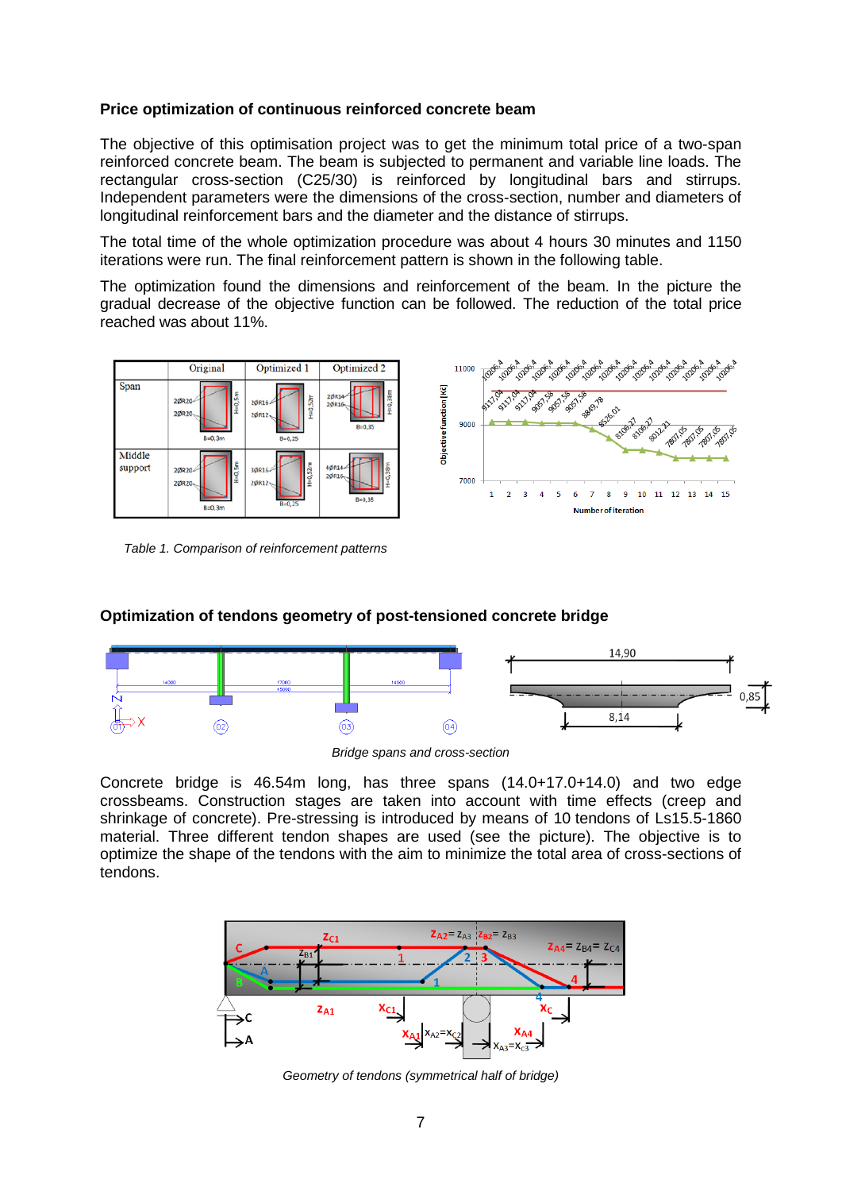### Price optimization of continuous reinforced concrete beam

The objective of this optimisation project was to get the minimum total price of a two-span reinforced concrete beam. The beam is subjected to permanent and variable line loads. The rectangular cross-section (C25/30) is reinforced by longitudinal bars and stirrups. Independent parameters were the dimensions of the cross-section, number and diameters of longitudinal reinforcement bars and the diameter and the distance of stirrups.

The total time of the whole optimization procedure was about 4 hours 30 minutes and 1150 iterations were run. The final reinforcement pattern is shown in the following table.

The optimization found the dimensions and reinforcement of the beam. In the picture the gradual decrease of the objective function can be followed. The reduction of the total price reached was about 11%.

| | Original | Optimized 1 | Optimized 2 |
|---|---|---|---|
| Span | 2ØR20, 2ØR20, B=0,3m, H=0,5m | 2ØR16, 2ØR12, B=0,25, H=0,52m | 2ØR14, 2ØR16, B=0,35, H=0,38m |
| Middle support | 2ØR20, 2ØR20, B=0,3m, H=0,5m | 3ØR16, 2ØR12, B=0,25, H=0,52m | 4ØR14, 2ØR16, B=0,35, H=0,38m |

*Table 1. Comparison of reinforcement patterns*

### Optimization of tendons geometry of post-tensioned concrete bridge

*Bridge spans and cross-section*

Concrete bridge is 46.54m long, has three spans (14.0+17.0+14.0) and two edge crossbeams. Construction stages are taken into account with time effects (creep and shrinkage of concrete). Pre-stressing is introduced by means of 10 tendons of Ls15.5-1860 material. Three different tendon shapes are used (see the picture). The objective is to optimize the shape of the tendons with the aim to minimize the total area of cross-sections of tendons.

*Geometry of tendons (symmetrical half of bridge)*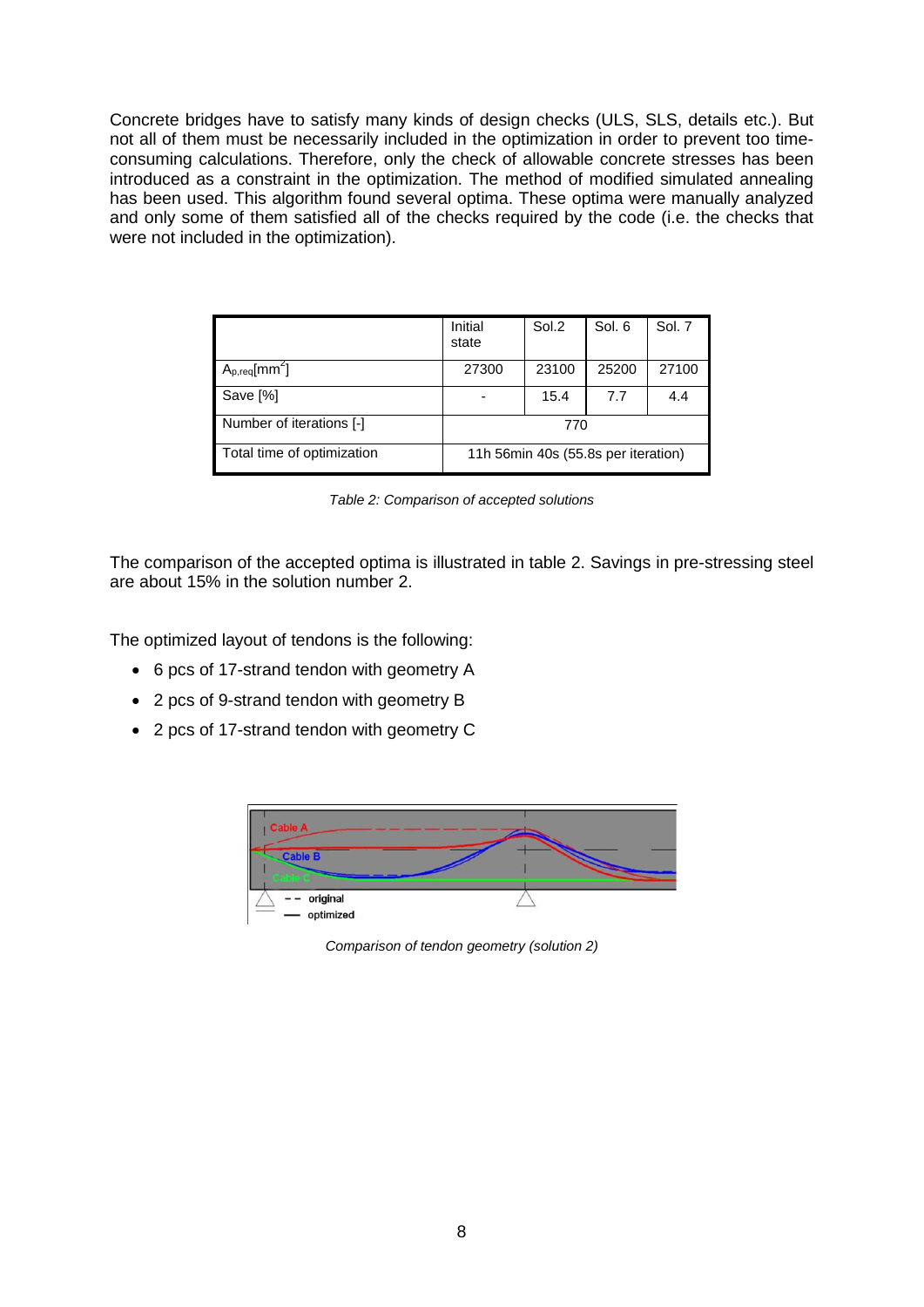Concrete bridges have to satisfy many kinds of design checks (ULS, SLS, details etc.). But not all of them must be necessarily included in the optimization in order to prevent too time-consuming calculations. Therefore, only the check of allowable concrete stresses has been introduced as a constraint in the optimization. The method of modified simulated annealing has been used. This algorithm found several optima. These optima were manually analyzed and only some of them satisfied all of the checks required by the code (i.e. the checks that were not included in the optimization).

| | Initial state | Sol.2 | Sol. 6 | Sol. 7 |
|---|---|---|---|---|
| $A_{p,req}[mm^2]$ | 27300 | 23100 | 25200 | 27100 |
| Save [%] | - | 15.4 | 7.7 | 4.4 |
| Number of iterations [-] | 770 | | | |
| Total time of optimization | 11h 56min 40s (55.8s per iteration) | | | |

*Table 2: Comparison of accepted solutions*

The comparison of the accepted optima is illustrated in table 2. Savings in pre-stressing steel are about 15% in the solution number 2.

The optimized layout of tendons is the following:

- 6 pcs of 17-strand tendon with geometry A
- 2 pcs of 9-strand tendon with geometry B
- 2 pcs of 17-strand tendon with geometry C

Cable A
Cable B
Cable C
original
optimized

*Comparison of tendon geometry (solution 2)*